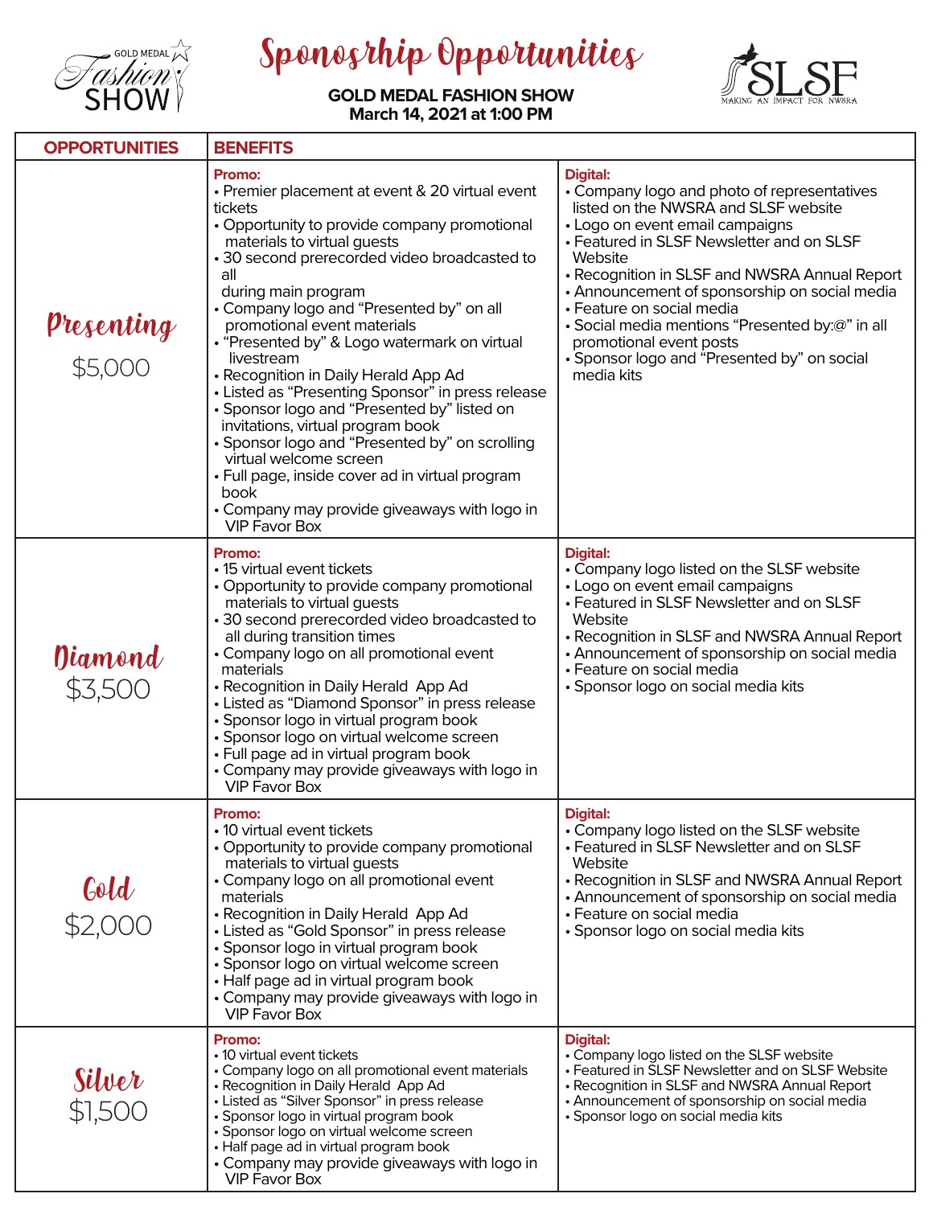# Sponosrhip Opportunities

GOLD MEDAL Fashion SHOW

SLSF MAKING AN IMPACT FOR NWSRA

**GOLD MEDAL FASHION SHOW**
**March 14, 2021 at 1:00 PM**

| OPPORTUNITIES | BENEFITS | |
|---|---|---|
| **Presenting** $5,000 | **Promo:**<br>• Premier placement at event & 20 virtual event tickets<br>• Opportunity to provide company promotional materials to virtual guests<br>• 30 second prerecorded video broadcasted to all during main program<br>• Company logo and "Presented by" on all promotional event materials<br>• "Presented by" & Logo watermark on virtual livestream<br>• Recognition in Daily Herald App Ad<br>• Listed as "Presenting Sponsor" in press release<br>• Sponsor logo and "Presented by" listed on invitations, virtual program book<br>• Sponsor logo and "Presented by" on scrolling virtual welcome screen<br>• Full page, inside cover ad in virtual program book<br>• Company may provide giveaways with logo in VIP Favor Box | **Digital:**<br>• Company logo and photo of representatives listed on the NWSRA and SLSF website<br>• Logo on event email campaigns<br>• Featured in SLSF Newsletter and on SLSF Website<br>• Recognition in SLSF and NWSRA Annual Report<br>• Announcement of sponsorship on social media<br>• Feature on social media<br>• Social media mentions "Presented by:@" in all promotional event posts<br>• Sponsor logo and "Presented by" on social media kits |
| **Diamond** $3,500 | **Promo:**<br>• 15 virtual event tickets<br>• Opportunity to provide company promotional materials to virtual guests<br>• 30 second prerecorded video broadcasted to all during transition times<br>• Company logo on all promotional event materials<br>• Recognition in Daily Herald App Ad<br>• Listed as "Diamond Sponsor" in press release<br>• Sponsor logo in virtual program book<br>• Sponsor logo on virtual welcome screen<br>• Full page ad in virtual program book<br>• Company may provide giveaways with logo in VIP Favor Box | **Digital:**<br>• Company logo listed on the SLSF website<br>• Logo on event email campaigns<br>• Featured in SLSF Newsletter and on SLSF Website<br>• Recognition in SLSF and NWSRA Annual Report<br>• Announcement of sponsorship on social media<br>• Feature on social media<br>• Sponsor logo on social media kits |
| **Gold** $2,000 | **Promo:**<br>• 10 virtual event tickets<br>• Opportunity to provide company promotional materials to virtual guests<br>• Company logo on all promotional event materials<br>• Recognition in Daily Herald App Ad<br>• Listed as "Gold Sponsor" in press release<br>• Sponsor logo in virtual program book<br>• Sponsor logo on virtual welcome screen<br>• Half page ad in virtual program book<br>• Company may provide giveaways with logo in VIP Favor Box | **Digital:**<br>• Company logo listed on the SLSF website<br>• Featured in SLSF Newsletter and on SLSF Website<br>• Recognition in SLSF and NWSRA Annual Report<br>• Announcement of sponsorship on social media<br>• Feature on social media<br>• Sponsor logo on social media kits |
| **Silver** $1,500 | **Promo:**<br>• 10 virtual event tickets<br>• Company logo on all promotional event materials<br>• Recognition in Daily Herald App Ad<br>• Listed as "Silver Sponsor" in press release<br>• Sponsor logo in virtual program book<br>• Sponsor logo on virtual welcome screen<br>• Half page ad in virtual program book<br>• Company may provide giveaways with logo in VIP Favor Box | **Digital:**<br>• Company logo listed on the SLSF website<br>• Featured in SLSF Newsletter and on SLSF Website<br>• Recognition in SLSF and NWSRA Annual Report<br>• Announcement of sponsorship on social media<br>• Sponsor logo on social media kits |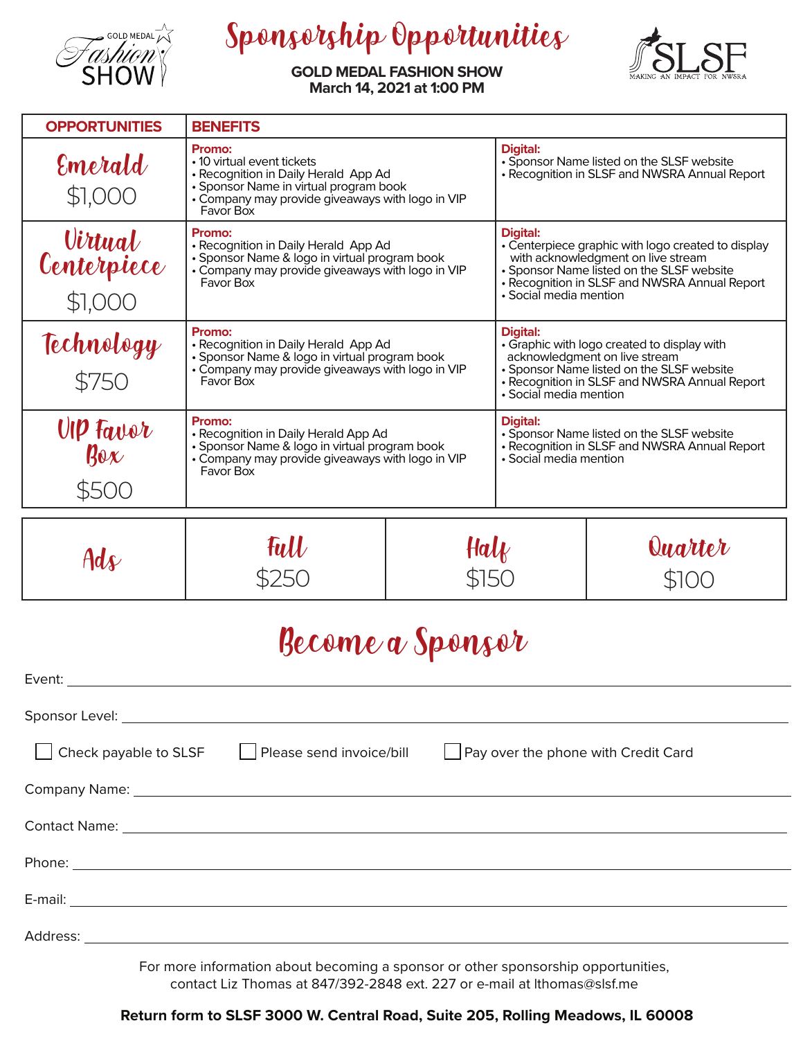# Sponsorship Opportunities

**GOLD MEDAL FASHION SHOW**
**March 14, 2021 at 1:00 PM**

| OPPORTUNITIES | BENEFITS | |
|---|---|---|
| Emerald $1,000 | **Promo:** • 10 virtual event tickets • Recognition in Daily Herald App Ad • Sponsor Name in virtual program book • Company may provide giveaways with logo in VIP Favor Box | **Digital:** • Sponsor Name listed on the SLSF website • Recognition in SLSF and NWSRA Annual Report |
| Virtual Centerpiece $1,000 | **Promo:** • Recognition in Daily Herald App Ad • Sponsor Name & logo in virtual program book • Company may provide giveaways with logo in VIP Favor Box | **Digital:** • Centerpiece graphic with logo created to display with acknowledgment on live stream • Sponsor Name listed on the SLSF website • Recognition in SLSF and NWSRA Annual Report • Social media mention |
| Technology $750 | **Promo:** • Recognition in Daily Herald App Ad • Sponsor Name & logo in virtual program book • Company may provide giveaways with logo in VIP Favor Box | **Digital:** • Graphic with logo created to display with acknowledgment on live stream • Sponsor Name listed on the SLSF website • Recognition in SLSF and NWSRA Annual Report • Social media mention |
| VIP Favor Box $500 | **Promo:** • Recognition in Daily Herald App Ad • Sponsor Name & logo in virtual program book • Company may provide giveaways with logo in VIP Favor Box | **Digital:** • Sponsor Name listed on the SLSF website • Recognition in SLSF and NWSRA Annual Report • Social media mention |

| Ads | Full | Half | Quarter |
|---|---|---|---|
| | $250 | $150 | $100 |

## Become a Sponsor

Event: ______________________________

Sponsor Level: ______________________________

☐ Check payable to SLSF ☐ Please send invoice/bill ☐ Pay over the phone with Credit Card

Company Name: ______________________________

Contact Name: ______________________________

Phone: ______________________________

E-mail: ______________________________

Address: ______________________________

For more information about becoming a sponsor or other sponsorship opportunities, contact Liz Thomas at 847/392-2848 ext. 227 or e-mail at lthomas@slsf.me

**Return form to SLSF 3000 W. Central Road, Suite 205, Rolling Meadows, IL 60008**